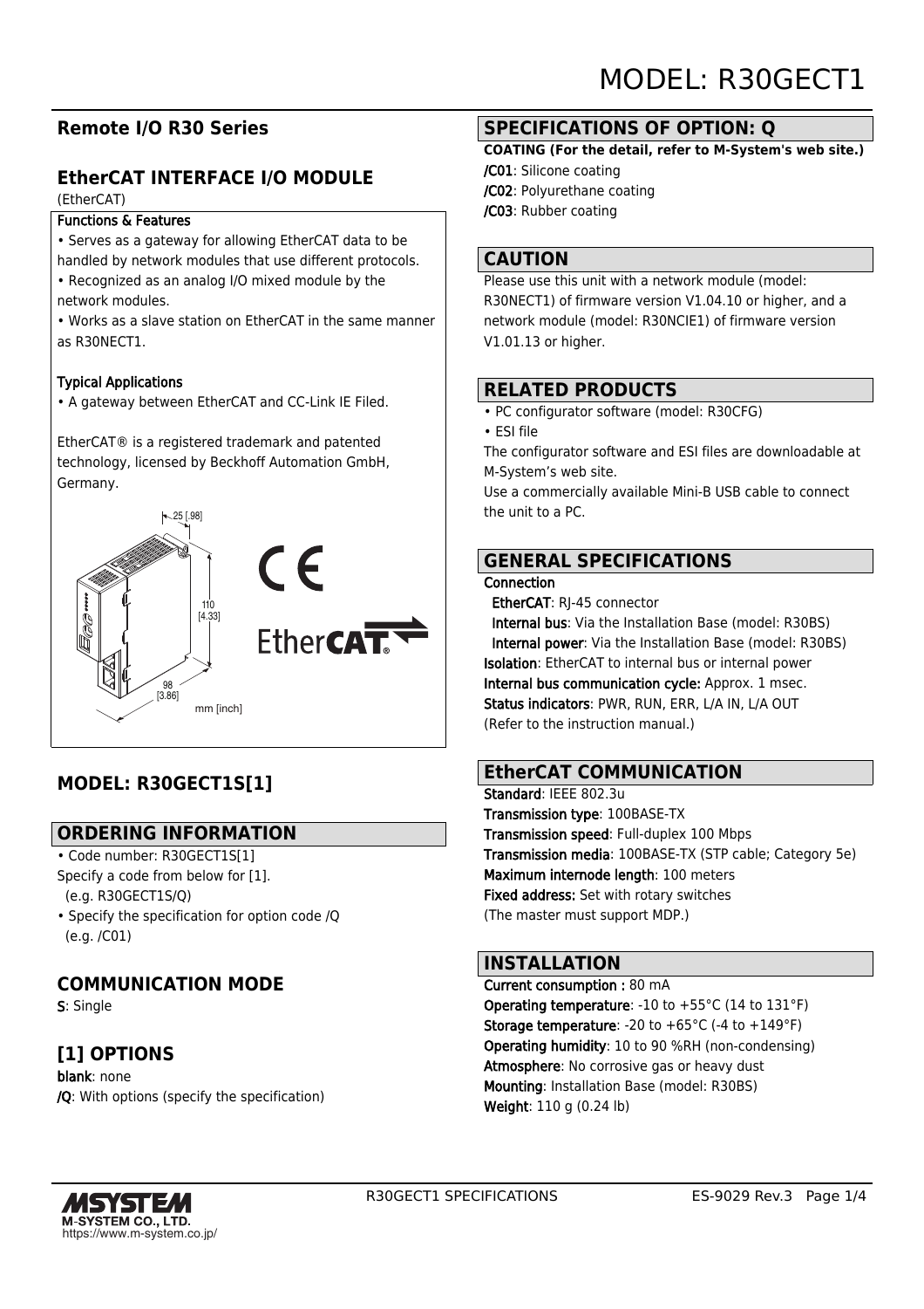# MODEL: R30GECT1

## Remote I/O R30 Series

## EtherCAT INTERFACE I/O MODULE

(EtherCAT)

**Functions & Features**

- Serves as a gateway for allowing EtherCAT data to be handled by network modules that use different protocols.
- Recognized as an analog I/O mixed module by the network modules.
- Works as a slave station on EtherCAT in the same manner as R30NECT1.

**Typical Applications**

- A gateway between EtherCAT and CC-Link IE Filed.

EtherCAT® is a registered trademark and patented technology, licensed by Beckhoff Automation GmbH, Germany.

25 [.98]
110 [4.33]
98 [3.86]
mm [inch]

## MODEL: R30GECT1S[1]

## ORDERING INFORMATION

- Code number: R30GECT1S[1]
  Specify a code from below for [1].
  (e.g. R30GECT1S/Q)
- Specify the specification for option code /Q
  (e.g. /C01)

## COMMUNICATION MODE

**S**: Single

## [1] OPTIONS

**blank**: none
**/Q**: With options (specify the specification)

## SPECIFICATIONS OF OPTION: Q

**COATING (For the detail, refer to M-System's web site.)**
**/C01**: Silicone coating
**/C02**: Polyurethane coating
**/C03**: Rubber coating

## CAUTION

Please use this unit with a network module (model: R30NECT1) of firmware version V1.04.10 or higher, and a network module (model: R30NCIE1) of firmware version V1.01.13 or higher.

## RELATED PRODUCTS

- PC configurator software (model: R30CFG)
- ESI file

The configurator software and ESI files are downloadable at M-System's web site.
Use a commercially available Mini-B USB cable to connect the unit to a PC.

## GENERAL SPECIFICATIONS

**Connection**
**EtherCAT**: RJ-45 connector
**Internal bus**: Via the Installation Base (model: R30BS)
**Internal power**: Via the Installation Base (model: R30BS)
**Isolation**: EtherCAT to internal bus or internal power
**Internal bus communication cycle:** Approx. 1 msec.
**Status indicators**: PWR, RUN, ERR, L/A IN, L/A OUT
(Refer to the instruction manual.)

## EtherCAT COMMUNICATION

**Standard**: IEEE 802.3u
**Transmission type**: 100BASE-TX
**Transmission speed**: Full-duplex 100 Mbps
**Transmission media**: 100BASE-TX (STP cable; Category 5e)
**Maximum internode length**: 100 meters
**Fixed address:** Set with rotary switches
(The master must support MDP.)

## INSTALLATION

**Current consumption :** 80 mA
**Operating temperature**: -10 to +55°C (14 to 131°F)
**Storage temperature**: -20 to +65°C (-4 to +149°F)
**Operating humidity**: 10 to 90 %RH (non-condensing)
**Atmosphere**: No corrosive gas or heavy dust
**Mounting**: Installation Base (model: R30BS)
**Weight**: 110 g (0.24 lb)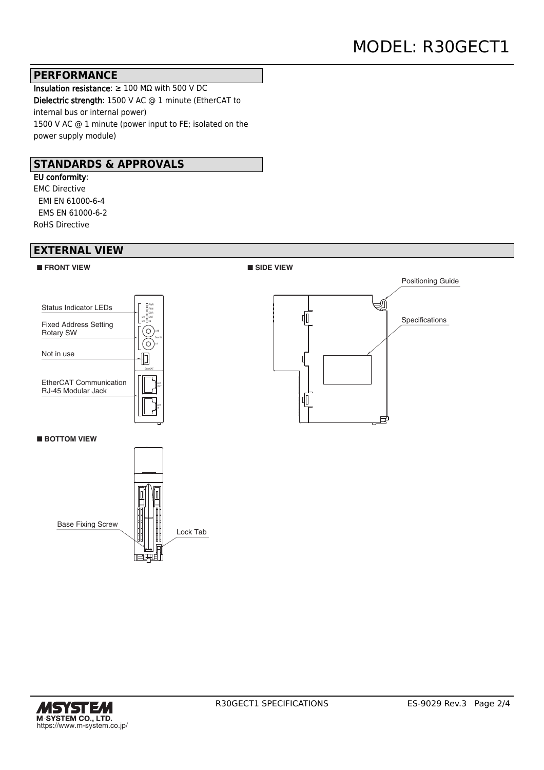## PERFORMANCE

**Insulation resistance**: ≥ 100 MΩ with 500 V DC
**Dielectric strength**: 1500 V AC @ 1 minute (EtherCAT to internal bus or internal power)
1500 V AC @ 1 minute (power input to FE; isolated on the power supply module)

## STANDARDS & APPROVALS

**EU conformity**:
EMC Directive
 EMI EN 61000-6-4
 EMS EN 61000-6-2
RoHS Directive

## EXTERNAL VIEW

■ **FRONT VIEW**

Status Indicator LEDs
Fixed Address Setting Rotary SW
Not in use
EtherCAT Communication RJ-45 Modular Jack

■ **SIDE VIEW**

Positioning Guide
Specifications

■ **BOTTOM VIEW**

Base Fixing Screw
Lock Tab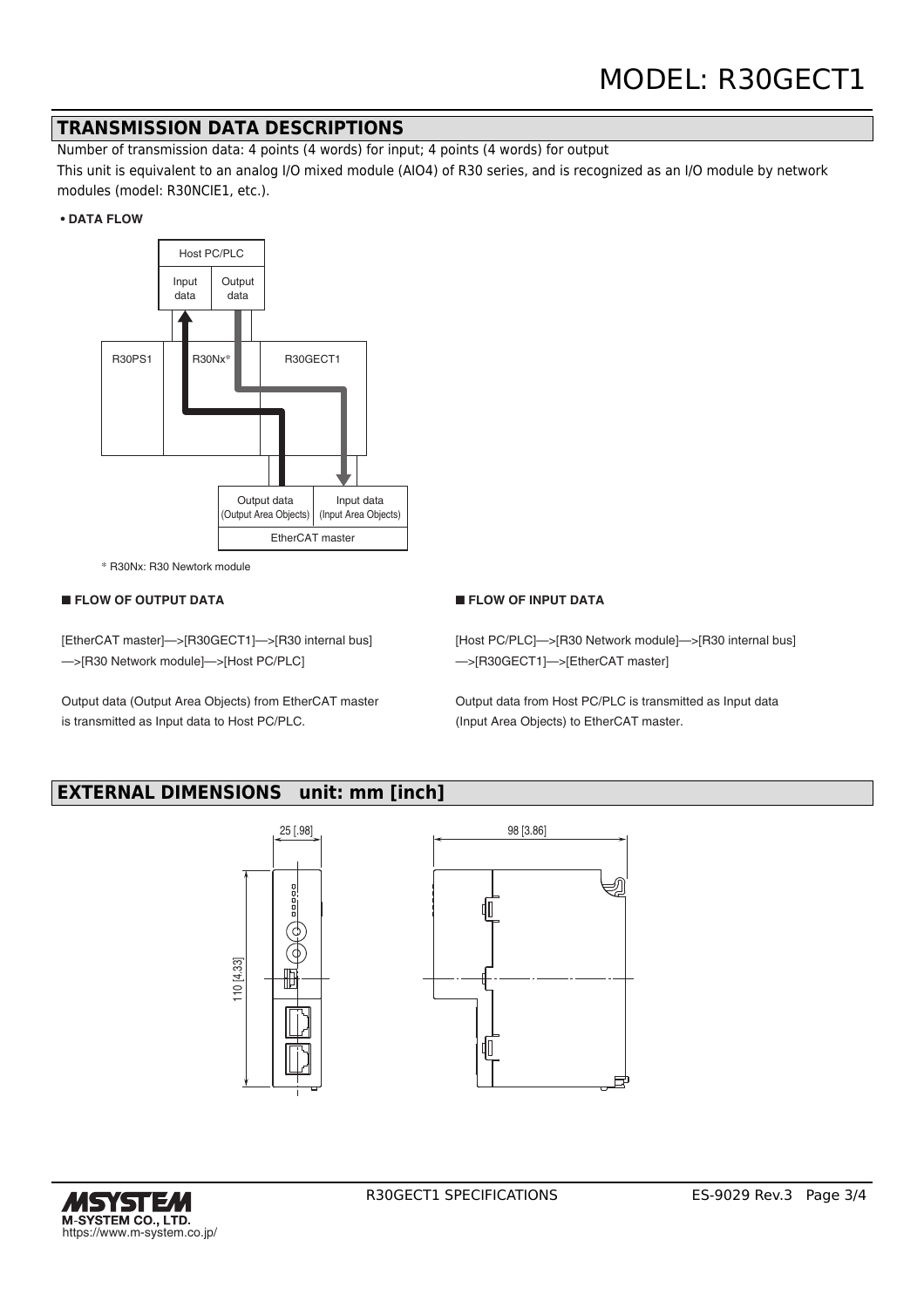# MODEL: R30GECT1

## TRANSMISSION DATA DESCRIPTIONS

Number of transmission data: 4 points (4 words) for input; 4 points (4 words) for output

This unit is equivalent to an analog I/O mixed module (AIO4) of R30 series, and is recognized as an I/O module by network modules (model: R30NCIE1, etc.).

**• DATA FLOW**

Host PC/PLC
Input data | Output data

R30PS1 | R30Nx* | R30GECT1

Output data (Output Area Objects) | Input data (Input Area Objects)
EtherCAT master

* R30Nx: R30 Newtork module

### ■ FLOW OF OUTPUT DATA

[EtherCAT master]—>[R30GECT1]—>[R30 internal bus]
—>[R30 Network module]—>[Host PC/PLC]

Output data (Output Area Objects) from EtherCAT master is transmitted as Input data to Host PC/PLC.

### ■ FLOW OF INPUT DATA

[Host PC/PLC]—>[R30 Network module]—>[R30 internal bus]
—>[R30GECT1]—>[EtherCAT master]

Output data from Host PC/PLC is transmitted as Input data (Input Area Objects) to EtherCAT master.

## EXTERNAL DIMENSIONS unit: mm [inch]

25 [.98]

110 [4.33]

98 [3.86]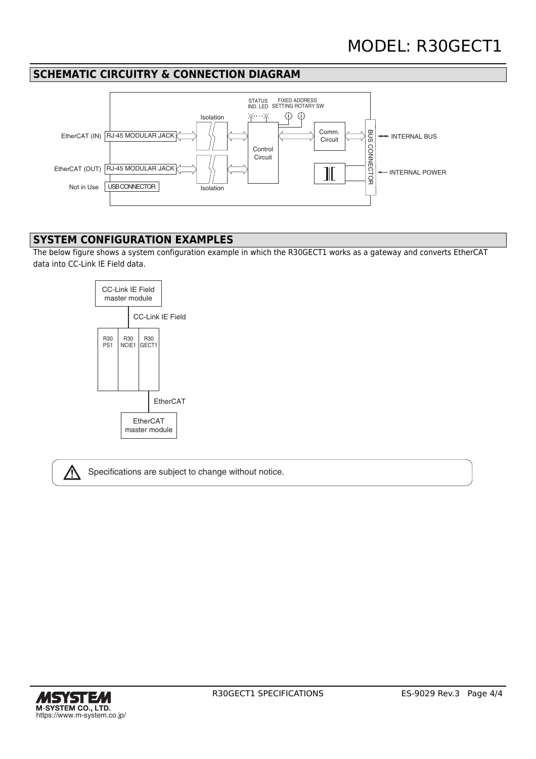## SCHEMATIC CIRCUITRY & CONNECTION DIAGRAM

STATUS IND. LED
FIXED ADDRESS SETTING ROTARY SW
Isolation
EtherCAT (IN) RJ-45 MODULAR JACK
Comm. Circuit
Control Circuit
BUS CONNECTOR
INTERNAL BUS
EtherCAT (OUT) RJ-45 MODULAR JACK
INTERNAL POWER
Not in Use USB CONNECTOR
Isolation

## SYSTEM CONFIGURATION EXAMPLES

The below figure shows a system configuration example in which the R30GECT1 works as a gateway and converts EtherCAT data into CC-Link IE Field data.

CC-Link IE Field master module
CC-Link IE Field
R30 PS1
R30 NCIE1
R30 GECT1
EtherCAT
EtherCAT master module

⚠ Specifications are subject to change without notice.